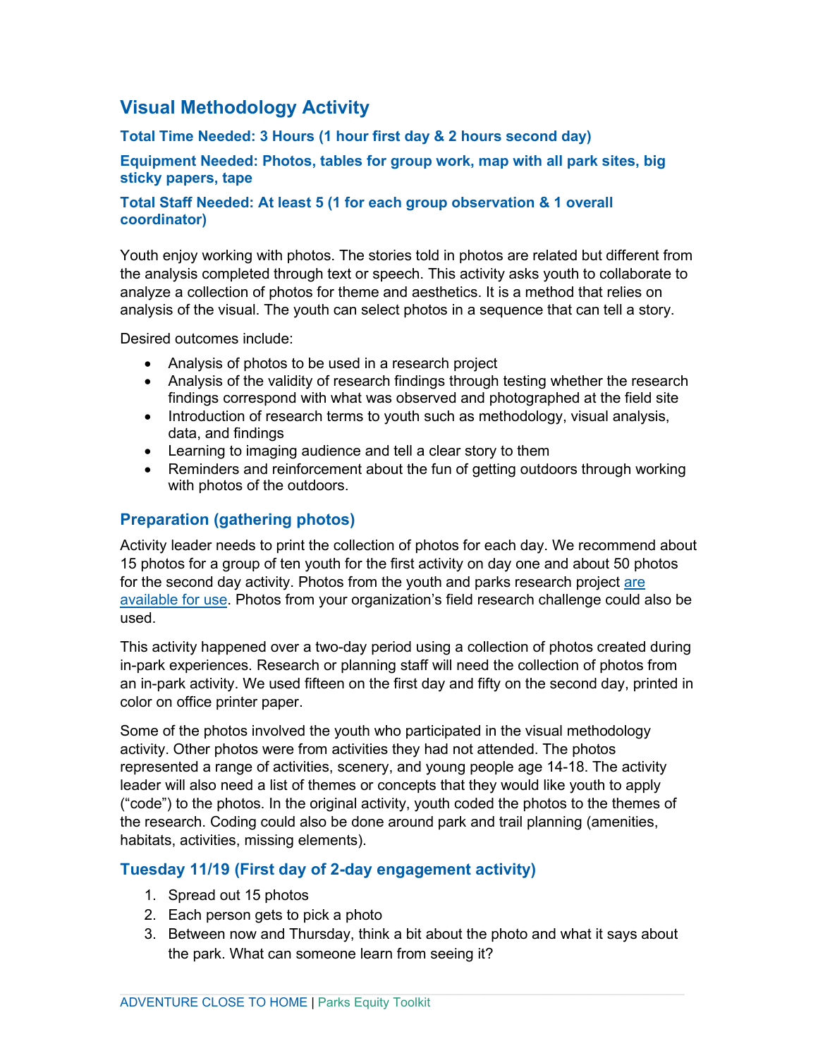# Visual Methodology Activity

**Total Time Needed: 3 Hours (1 hour first day & 2 hours second day)**

**Equipment Needed: Photos, tables for group work, map with all park sites, big sticky papers, tape**

**Total Staff Needed: At least 5 (1 for each group observation & 1 overall coordinator)**

Youth enjoy working with photos. The stories told in photos are related but different from the analysis completed through text or speech. This activity asks youth to collaborate to analyze a collection of photos for theme and aesthetics. It is a method that relies on analysis of the visual. The youth can select photos in a sequence that can tell a story.

Desired outcomes include:

- Analysis of photos to be used in a research project
- Analysis of the validity of research findings through testing whether the research findings correspond with what was observed and photographed at the field site
- Introduction of research terms to youth such as methodology, visual analysis, data, and findings
- Learning to imaging audience and tell a clear story to them
- Reminders and reinforcement about the fun of getting outdoors through working with photos of the outdoors.

## Preparation (gathering photos)

Activity leader needs to print the collection of photos for each day. We recommend about 15 photos for a group of ten youth for the first activity on day one and about 50 photos for the second day activity. Photos from the youth and parks research project are available for use. Photos from your organization's field research challenge could also be used.

This activity happened over a two-day period using a collection of photos created during in-park experiences. Research or planning staff will need the collection of photos from an in-park activity. We used fifteen on the first day and fifty on the second day, printed in color on office printer paper.

Some of the photos involved the youth who participated in the visual methodology activity. Other photos were from activities they had not attended. The photos represented a range of activities, scenery, and young people age 14-18. The activity leader will also need a list of themes or concepts that they would like youth to apply ("code") to the photos. In the original activity, youth coded the photos to the themes of the research. Coding could also be done around park and trail planning (amenities, habitats, activities, missing elements).

## Tuesday 11/19 (First day of 2-day engagement activity)

1. Spread out 15 photos
2. Each person gets to pick a photo
3. Between now and Thursday, think a bit about the photo and what it says about the park. What can someone learn from seeing it?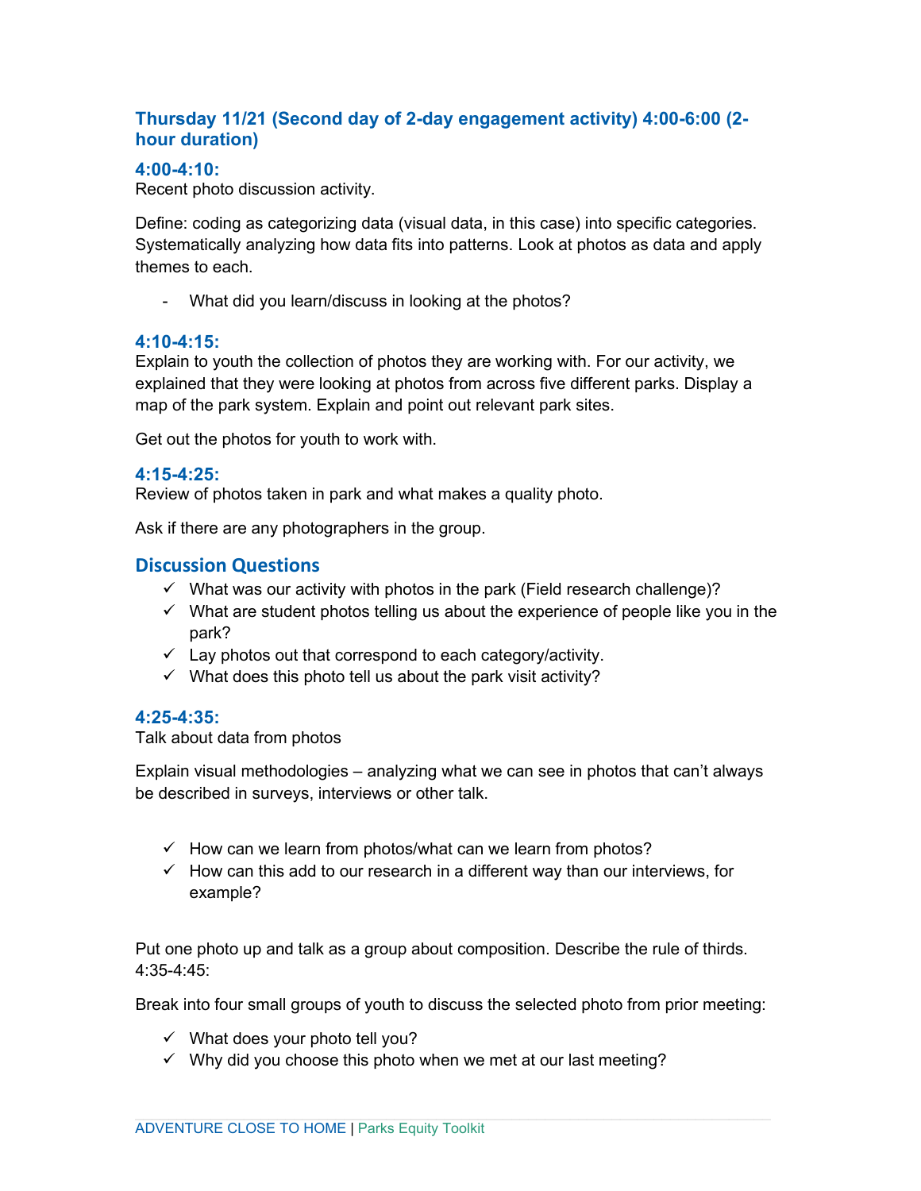### Thursday 11/21 (Second day of 2-day engagement activity) 4:00-6:00 (2-hour duration)

#### 4:00-4:10:

Recent photo discussion activity.

Define: coding as categorizing data (visual data, in this case) into specific categories. Systematically analyzing how data fits into patterns. Look at photos as data and apply themes to each.

- What did you learn/discuss in looking at the photos?

#### 4:10-4:15:

Explain to youth the collection of photos they are working with. For our activity, we explained that they were looking at photos from across five different parks. Display a map of the park system. Explain and point out relevant park sites.

Get out the photos for youth to work with.

#### 4:15-4:25:

Review of photos taken in park and what makes a quality photo.

Ask if there are any photographers in the group.

### Discussion Questions

- ✓ What was our activity with photos in the park (Field research challenge)?
- ✓ What are student photos telling us about the experience of people like you in the park?
- ✓ Lay photos out that correspond to each category/activity.
- ✓ What does this photo tell us about the park visit activity?

#### 4:25-4:35:

Talk about data from photos

Explain visual methodologies – analyzing what we can see in photos that can't always be described in surveys, interviews or other talk.

- ✓ How can we learn from photos/what can we learn from photos?
- ✓ How can this add to our research in a different way than our interviews, for example?

Put one photo up and talk as a group about composition. Describe the rule of thirds.
4:35-4:45:

Break into four small groups of youth to discuss the selected photo from prior meeting:

- ✓ What does your photo tell you?
- ✓ Why did you choose this photo when we met at our last meeting?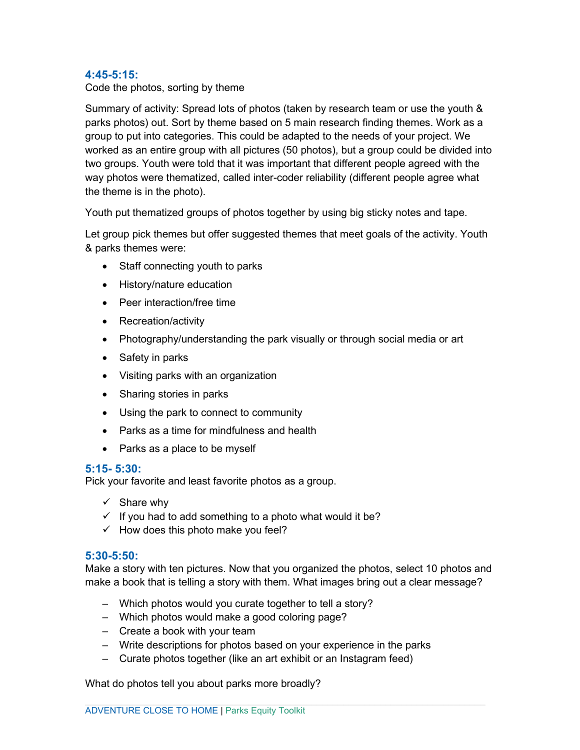### 4:45-5:15:

Code the photos, sorting by theme

Summary of activity: Spread lots of photos (taken by research team or use the youth & parks photos) out. Sort by theme based on 5 main research finding themes. Work as a group to put into categories. This could be adapted to the needs of your project. We worked as an entire group with all pictures (50 photos), but a group could be divided into two groups. Youth were told that it was important that different people agreed with the way photos were thematized, called inter-coder reliability (different people agree what the theme is in the photo).

Youth put thematized groups of photos together by using big sticky notes and tape.

Let group pick themes but offer suggested themes that meet goals of the activity. Youth & parks themes were:

- Staff connecting youth to parks
- History/nature education
- Peer interaction/free time
- Recreation/activity
- Photography/understanding the park visually or through social media or art
- Safety in parks
- Visiting parks with an organization
- Sharing stories in parks
- Using the park to connect to community
- Parks as a time for mindfulness and health
- Parks as a place to be myself

### 5:15- 5:30:

Pick your favorite and least favorite photos as a group.

- ✓ Share why
- ✓ If you had to add something to a photo what would it be?
- ✓ How does this photo make you feel?

### 5:30-5:50:

Make a story with ten pictures. Now that you organized the photos, select 10 photos and make a book that is telling a story with them. What images bring out a clear message?

- Which photos would you curate together to tell a story?
- Which photos would make a good coloring page?
- Create a book with your team
- Write descriptions for photos based on your experience in the parks
- Curate photos together (like an art exhibit or an Instagram feed)

What do photos tell you about parks more broadly?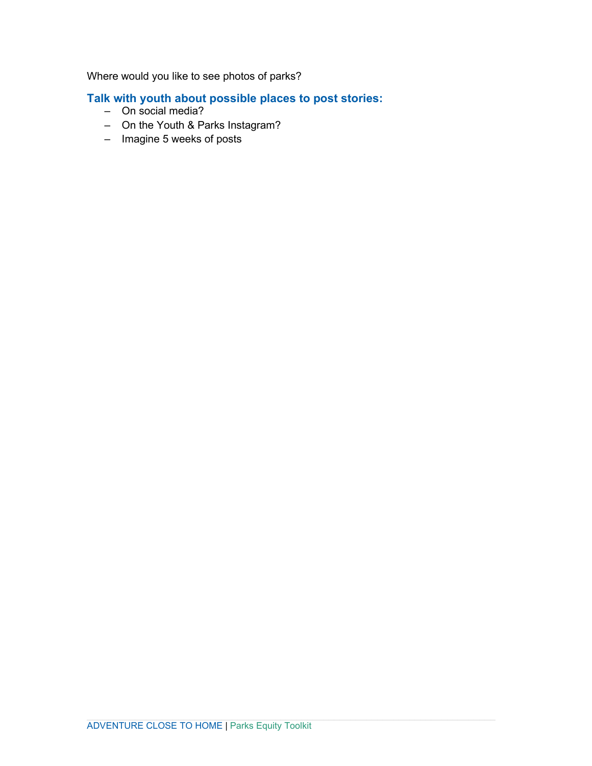Where would you like to see photos of parks?

### Talk with youth about possible places to post stories:

- On social media?
- On the Youth & Parks Instagram?
- Imagine 5 weeks of posts